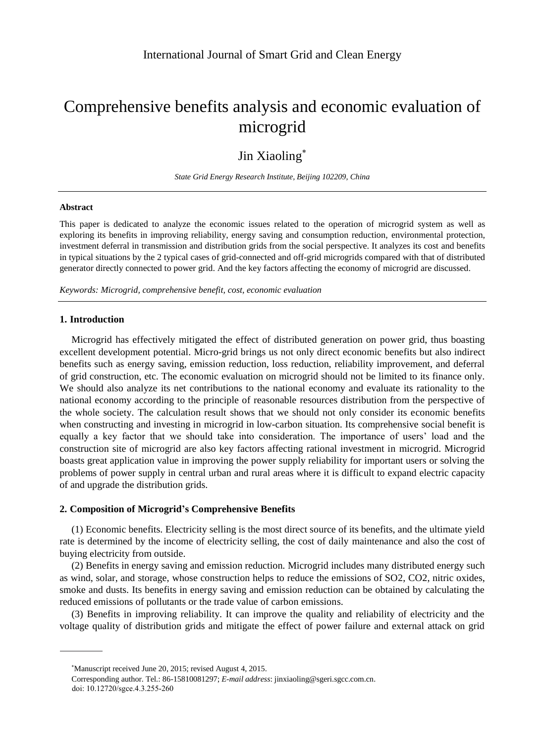# Comprehensive benefits analysis and economic evaluation of microgrid

Jin Xiaoling*

*State Grid Energy Research Institute, Beijing 102209, China*

---

**Abstract**

This paper is dedicated to analyze the economic issues related to the operation of microgrid system as well as exploring its benefits in improving reliability, energy saving and consumption reduction, environmental protection, investment deferral in transmission and distribution grids from the social perspective. It analyzes its cost and benefits in typical situations by the 2 typical cases of grid-connected and off-grid microgrids compared with that of distributed generator directly connected to power grid. And the key factors affecting the economy of microgrid are discussed.

*Keywords: Microgrid, comprehensive benefit, cost, economic evaluation*

---

## 1. Introduction

Microgrid has effectively mitigated the effect of distributed generation on power grid, thus boasting excellent development potential. Micro-grid brings us not only direct economic benefits but also indirect benefits such as energy saving, emission reduction, loss reduction, reliability improvement, and deferral of grid construction, etc. The economic evaluation on microgrid should not be limited to its finance only. We should also analyze its net contributions to the national economy and evaluate its rationality to the national economy according to the principle of reasonable resources distribution from the perspective of the whole society. The calculation result shows that we should not only consider its economic benefits when constructing and investing in microgrid in low-carbon situation. Its comprehensive social benefit is equally a key factor that we should take into consideration. The importance of users' load and the construction site of microgrid are also key factors affecting rational investment in microgrid. Microgrid boasts great application value in improving the power supply reliability for important users or solving the problems of power supply in central urban and rural areas where it is difficult to expand electric capacity of and upgrade the distribution grids.

## 2. Composition of Microgrid's Comprehensive Benefits

(1) Economic benefits. Electricity selling is the most direct source of its benefits, and the ultimate yield rate is determined by the income of electricity selling, the cost of daily maintenance and also the cost of buying electricity from outside.

(2) Benefits in energy saving and emission reduction. Microgrid includes many distributed energy such as wind, solar, and storage, whose construction helps to reduce the emissions of $SO_2$, $CO_2$, nitric oxides, smoke and dusts. Its benefits in energy saving and emission reduction can be obtained by calculating the reduced emissions of pollutants or the trade value of carbon emissions.

(3) Benefits in improving reliability. It can improve the quality and reliability of electricity and the voltage quality of distribution grids and mitigate the effect of power failure and external attack on grid

---

*Manuscript received June 20, 2015; revised August 4, 2015.

Corresponding author. Tel.: 86-15810081297; *E-mail address*: jinxiaoling@sgeri.sgcc.com.cn.

doi: 10.12720/sgce.4.3.255-260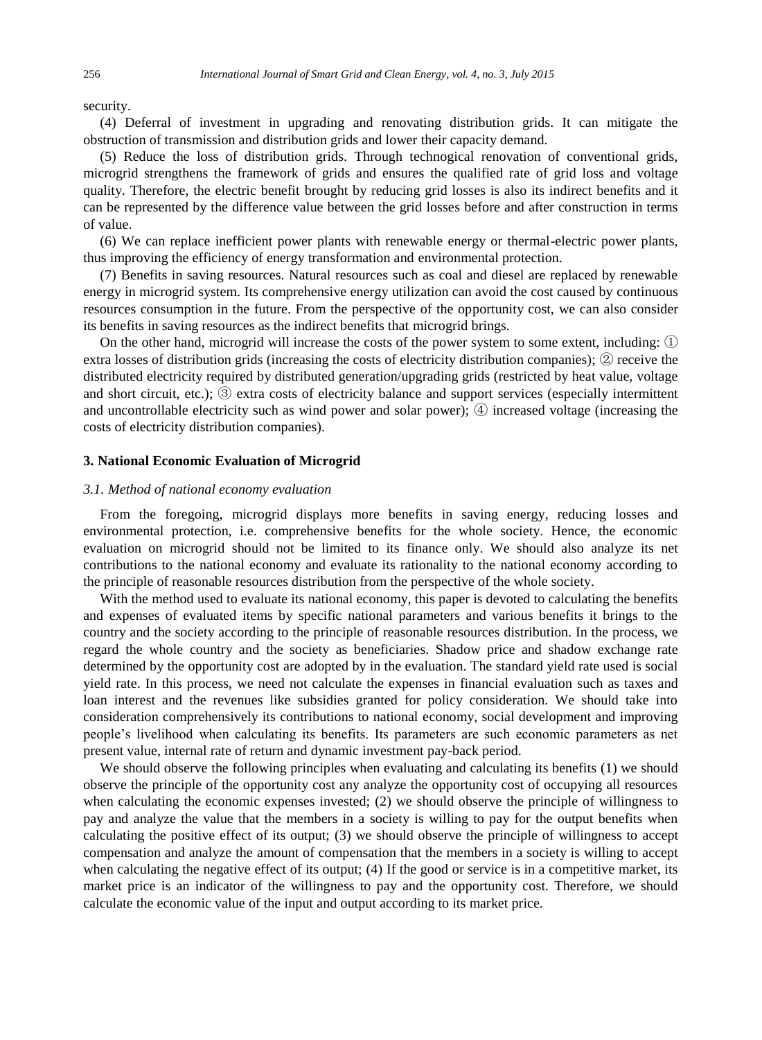security.

(4) Deferral of investment in upgrading and renovating distribution grids. It can mitigate the obstruction of transmission and distribution grids and lower their capacity demand.

(5) Reduce the loss of distribution grids. Through technogical renovation of conventional grids, microgrid strengthens the framework of grids and ensures the qualified rate of grid loss and voltage quality. Therefore, the electric benefit brought by reducing grid losses is also its indirect benefits and it can be represented by the difference value between the grid losses before and after construction in terms of value.

(6) We can replace inefficient power plants with renewable energy or thermal-electric power plants, thus improving the efficiency of energy transformation and environmental protection.

(7) Benefits in saving resources. Natural resources such as coal and diesel are replaced by renewable energy in microgrid system. Its comprehensive energy utilization can avoid the cost caused by continuous resources consumption in the future. From the perspective of the opportunity cost, we can also consider its benefits in saving resources as the indirect benefits that microgrid brings.

On the other hand, microgrid will increase the costs of the power system to some extent, including: ① extra losses of distribution grids (increasing the costs of electricity distribution companies); ② receive the distributed electricity required by distributed generation/upgrading grids (restricted by heat value, voltage and short circuit, etc.); ③ extra costs of electricity balance and support services (especially intermittent and uncontrollable electricity such as wind power and solar power); ④ increased voltage (increasing the costs of electricity distribution companies).

## 3. National Economic Evaluation of Microgrid

### *3.1. Method of national economy evaluation*

From the foregoing, microgrid displays more benefits in saving energy, reducing losses and environmental protection, i.e. comprehensive benefits for the whole society. Hence, the economic evaluation on microgrid should not be limited to its finance only. We should also analyze its net contributions to the national economy and evaluate its rationality to the national economy according to the principle of reasonable resources distribution from the perspective of the whole society.

With the method used to evaluate its national economy, this paper is devoted to calculating the benefits and expenses of evaluated items by specific national parameters and various benefits it brings to the country and the society according to the principle of reasonable resources distribution. In the process, we regard the whole country and the society as beneficiaries. Shadow price and shadow exchange rate determined by the opportunity cost are adopted by in the evaluation. The standard yield rate used is social yield rate. In this process, we need not calculate the expenses in financial evaluation such as taxes and loan interest and the revenues like subsidies granted for policy consideration. We should take into consideration comprehensively its contributions to national economy, social development and improving people's livelihood when calculating its benefits. Its parameters are such economic parameters as net present value, internal rate of return and dynamic investment pay-back period.

We should observe the following principles when evaluating and calculating its benefits (1) we should observe the principle of the opportunity cost any analyze the opportunity cost of occupying all resources when calculating the economic expenses invested; (2) we should observe the principle of willingness to pay and analyze the value that the members in a society is willing to pay for the output benefits when calculating the positive effect of its output; (3) we should observe the principle of willingness to accept compensation and analyze the amount of compensation that the members in a society is willing to accept when calculating the negative effect of its output; (4) If the good or service is in a competitive market, its market price is an indicator of the willingness to pay and the opportunity cost. Therefore, we should calculate the economic value of the input and output according to its market price.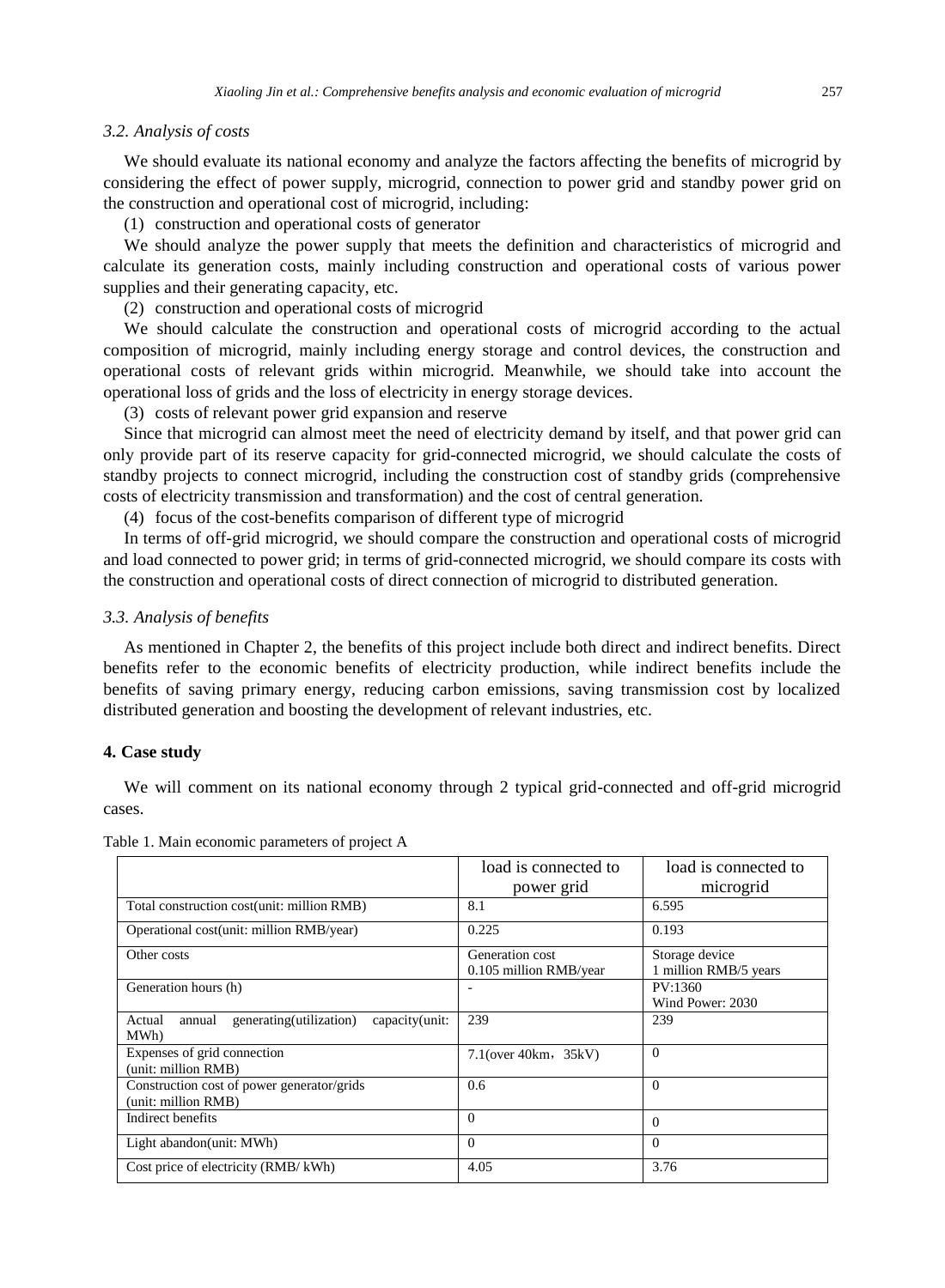### 3.2. Analysis of costs

We should evaluate its national economy and analyze the factors affecting the benefits of microgrid by considering the effect of power supply, microgrid, connection to power grid and standby power grid on the construction and operational cost of microgrid, including:

(1) construction and operational costs of generator

We should analyze the power supply that meets the definition and characteristics of microgrid and calculate its generation costs, mainly including construction and operational costs of various power supplies and their generating capacity, etc.

(2) construction and operational costs of microgrid

We should calculate the construction and operational costs of microgrid according to the actual composition of microgrid, mainly including energy storage and control devices, the construction and operational costs of relevant grids within microgrid. Meanwhile, we should take into account the operational loss of grids and the loss of electricity in energy storage devices.

(3) costs of relevant power grid expansion and reserve

Since that microgrid can almost meet the need of electricity demand by itself, and that power grid can only provide part of its reserve capacity for grid-connected microgrid, we should calculate the costs of standby projects to connect microgrid, including the construction cost of standby grids (comprehensive costs of electricity transmission and transformation) and the cost of central generation.

(4) focus of the cost-benefits comparison of different type of microgrid

In terms of off-grid microgrid, we should compare the construction and operational costs of microgrid and load connected to power grid; in terms of grid-connected microgrid, we should compare its costs with the construction and operational costs of direct connection of microgrid to distributed generation.

### 3.3. Analysis of benefits

As mentioned in Chapter 2, the benefits of this project include both direct and indirect benefits. Direct benefits refer to the economic benefits of electricity production, while indirect benefits include the benefits of saving primary energy, reducing carbon emissions, saving transmission cost by localized distributed generation and boosting the development of relevant industries, etc.

## 4. Case study

We will comment on its national economy through 2 typical grid-connected and off-grid microgrid cases.

Table 1. Main economic parameters of project A

| | load is connected to power grid | load is connected to microgrid |
|---|---|---|
| Total construction cost(unit: million RMB) | 8.1 | 6.595 |
| Operational cost(unit: million RMB/year) | 0.225 | 0.193 |
| Other costs | Generation cost 0.105 million RMB/year | Storage device 1 million RMB/5 years |
| Generation hours (h) | - | PV:1360 Wind Power: 2030 |
| Actual annual generating(utilization) capacity(unit: MWh) | 239 | 239 |
| Expenses of grid connection (unit: million RMB) | 7.1(over 40km，35kV) | 0 |
| Construction cost of power generator/grids (unit: million RMB) | 0.6 | 0 |
| Indirect benefits | 0 | 0 |
| Light abandon(unit: MWh) | 0 | 0 |
| Cost price of electricity (RMB/ kWh) | 4.05 | 3.76 |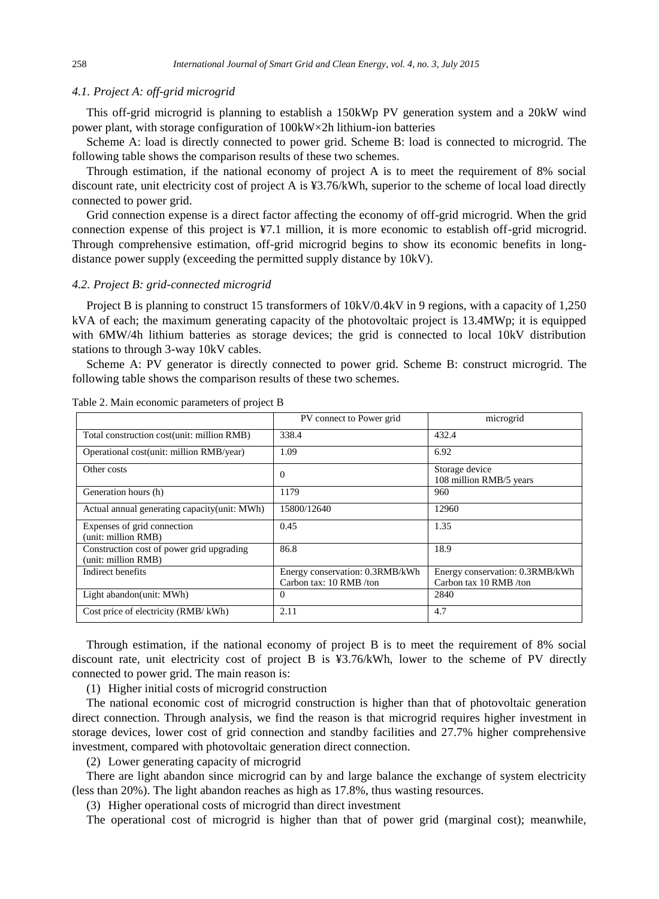### 4.1. Project A: off-grid microgrid

This off-grid microgrid is planning to establish a 150kWp PV generation system and a 20kW wind power plant, with storage configuration of 100kW×2h lithium-ion batteries

Scheme A: load is directly connected to power grid. Scheme B: load is connected to microgrid. The following table shows the comparison results of these two schemes.

Through estimation, if the national economy of project A is to meet the requirement of 8% social discount rate, unit electricity cost of project A is ¥3.76/kWh, superior to the scheme of local load directly connected to power grid.

Grid connection expense is a direct factor affecting the economy of off-grid microgrid. When the grid connection expense of this project is ¥7.1 million, it is more economic to establish off-grid microgrid. Through comprehensive estimation, off-grid microgrid begins to show its economic benefits in long-distance power supply (exceeding the permitted supply distance by 10kV).

### 4.2. Project B: grid-connected microgrid

Project B is planning to construct 15 transformers of 10kV/0.4kV in 9 regions, with a capacity of 1,250 kVA of each; the maximum generating capacity of the photovoltaic project is 13.4MWp; it is equipped with 6MW/4h lithium batteries as storage devices; the grid is connected to local 10kV distribution stations to through 3-way 10kV cables.

Scheme A: PV generator is directly connected to power grid. Scheme B: construct microgrid. The following table shows the comparison results of these two schemes.

Table 2. Main economic parameters of project B

| | PV connect to Power grid | microgrid |
|---|---|---|
| Total construction cost(unit: million RMB) | 338.4 | 432.4 |
| Operational cost(unit: million RMB/year) | 1.09 | 6.92 |
| Other costs | 0 | Storage device 108 million RMB/5 years |
| Generation hours (h) | 1179 | 960 |
| Actual annual generating capacity(unit: MWh) | 15800/12640 | 12960 |
| Expenses of grid connection (unit: million RMB) | 0.45 | 1.35 |
| Construction cost of power grid upgrading (unit: million RMB) | 86.8 | 18.9 |
| Indirect benefits | Energy conservation: 0.3RMB/kWh Carbon tax: 10 RMB /ton | Energy conservation: 0.3RMB/kWh Carbon tax 10 RMB /ton |
| Light abandon(unit: MWh) | 0 | 2840 |
| Cost price of electricity (RMB/ kWh) | 2.11 | 4.7 |

Through estimation, if the national economy of project B is to meet the requirement of 8% social discount rate, unit electricity cost of project B is ¥3.76/kWh, lower to the scheme of PV directly connected to power grid. The main reason is:

(1) Higher initial costs of microgrid construction

The national economic cost of microgrid construction is higher than that of photovoltaic generation direct connection. Through analysis, we find the reason is that microgrid requires higher investment in storage devices, lower cost of grid connection and standby facilities and 27.7% higher comprehensive investment, compared with photovoltaic generation direct connection.

(2) Lower generating capacity of microgrid

There are light abandon since microgrid can by and large balance the exchange of system electricity (less than 20%). The light abandon reaches as high as 17.8%, thus wasting resources.

(3) Higher operational costs of microgrid than direct investment

The operational cost of microgrid is higher than that of power grid (marginal cost); meanwhile,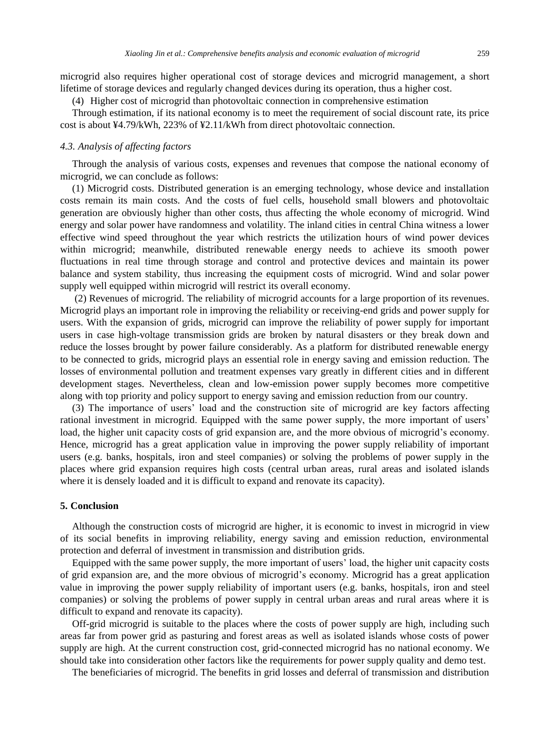microgrid also requires higher operational cost of storage devices and microgrid management, a short lifetime of storage devices and regularly changed devices during its operation, thus a higher cost.

(4) Higher cost of microgrid than photovoltaic connection in comprehensive estimation

Through estimation, if its national economy is to meet the requirement of social discount rate, its price cost is about ¥4.79/kWh, 223% of ¥2.11/kWh from direct photovoltaic connection.

### *4.3. Analysis of affecting factors*

Through the analysis of various costs, expenses and revenues that compose the national economy of microgrid, we can conclude as follows:

(1) Microgrid costs. Distributed generation is an emerging technology, whose device and installation costs remain its main costs. And the costs of fuel cells, household small blowers and photovoltaic generation are obviously higher than other costs, thus affecting the whole economy of microgrid. Wind energy and solar power have randomness and volatility. The inland cities in central China witness a lower effective wind speed throughout the year which restricts the utilization hours of wind power devices within microgrid; meanwhile, distributed renewable energy needs to achieve its smooth power fluctuations in real time through storage and control and protective devices and maintain its power balance and system stability, thus increasing the equipment costs of microgrid. Wind and solar power supply well equipped within microgrid will restrict its overall economy.

(2) Revenues of microgrid. The reliability of microgrid accounts for a large proportion of its revenues. Microgrid plays an important role in improving the reliability or receiving-end grids and power supply for users. With the expansion of grids, microgrid can improve the reliability of power supply for important users in case high-voltage transmission grids are broken by natural disasters or they break down and reduce the losses brought by power failure considerably. As a platform for distributed renewable energy to be connected to grids, microgrid plays an essential role in energy saving and emission reduction. The losses of environmental pollution and treatment expenses vary greatly in different cities and in different development stages. Nevertheless, clean and low-emission power supply becomes more competitive along with top priority and policy support to energy saving and emission reduction from our country.

(3) The importance of users' load and the construction site of microgrid are key factors affecting rational investment in microgrid. Equipped with the same power supply, the more important of users' load, the higher unit capacity costs of grid expansion are, and the more obvious of microgrid's economy. Hence, microgrid has a great application value in improving the power supply reliability of important users (e.g. banks, hospitals, iron and steel companies) or solving the problems of power supply in the places where grid expansion requires high costs (central urban areas, rural areas and isolated islands where it is densely loaded and it is difficult to expand and renovate its capacity).

## 5. Conclusion

Although the construction costs of microgrid are higher, it is economic to invest in microgrid in view of its social benefits in improving reliability, energy saving and emission reduction, environmental protection and deferral of investment in transmission and distribution grids.

Equipped with the same power supply, the more important of users' load, the higher unit capacity costs of grid expansion are, and the more obvious of microgrid's economy. Microgrid has a great application value in improving the power supply reliability of important users (e.g. banks, hospitals, iron and steel companies) or solving the problems of power supply in central urban areas and rural areas where it is difficult to expand and renovate its capacity).

Off-grid microgrid is suitable to the places where the costs of power supply are high, including such areas far from power grid as pasturing and forest areas as well as isolated islands whose costs of power supply are high. At the current construction cost, grid-connected microgrid has no national economy. We should take into consideration other factors like the requirements for power supply quality and demo test.

The beneficiaries of microgrid. The benefits in grid losses and deferral of transmission and distribution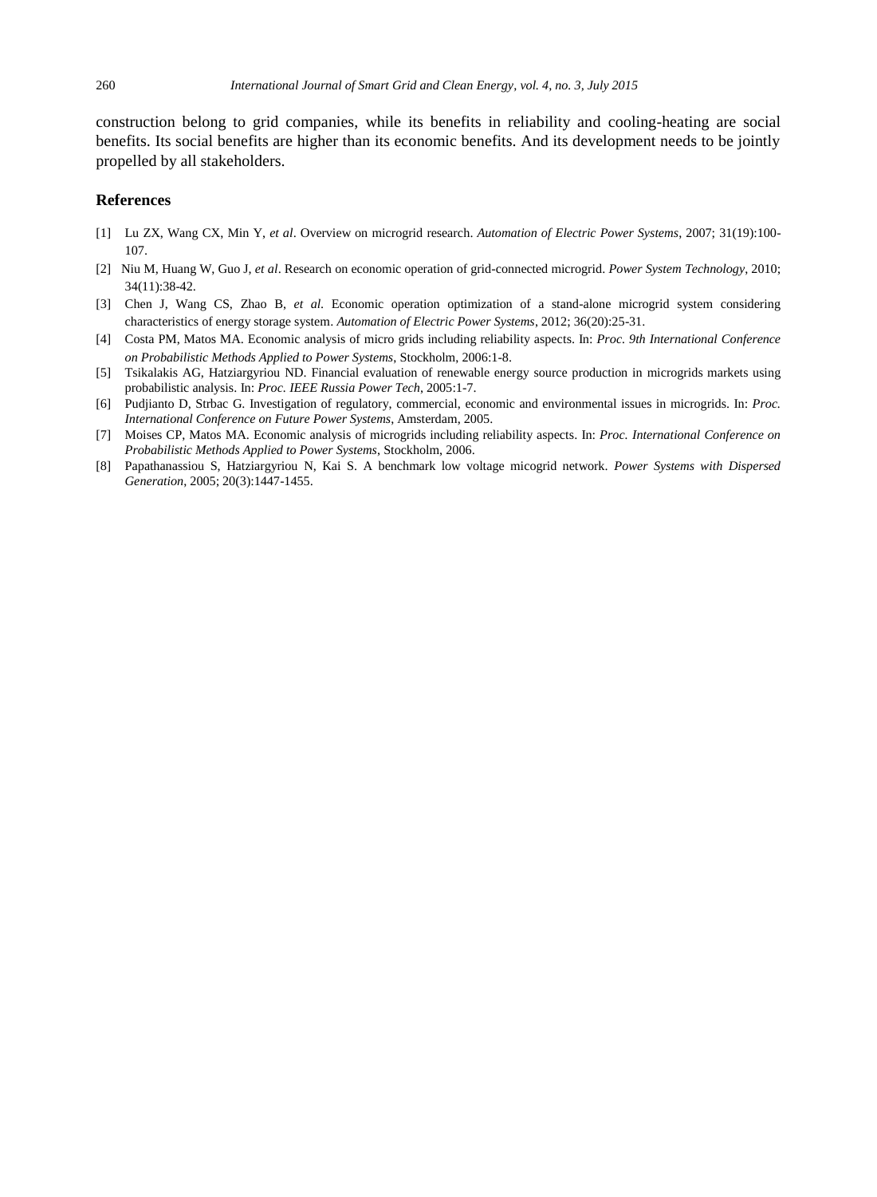construction belong to grid companies, while its benefits in reliability and cooling-heating are social benefits. Its social benefits are higher than its economic benefits. And its development needs to be jointly propelled by all stakeholders.

## References

[1] Lu ZX, Wang CX, Min Y, *et al*. Overview on microgrid research. *Automation of Electric Power Systems*, 2007; 31(19):100-107.

[2] Niu M, Huang W, Guo J, *et al*. Research on economic operation of grid-connected microgrid. *Power System Technology*, 2010; 34(11):38-42.

[3] Chen J, Wang CS, Zhao B, *et al.* Economic operation optimization of a stand-alone microgrid system considering characteristics of energy storage system. *Automation of Electric Power Systems*, 2012; 36(20):25-31.

[4] Costa PM, Matos MA. Economic analysis of micro grids including reliability aspects. In: *Proc. 9th International Conference on Probabilistic Methods Applied to Power Systems*, Stockholm, 2006:1-8.

[5] Tsikalakis AG, Hatziargyriou ND. Financial evaluation of renewable energy source production in microgrids markets using probabilistic analysis. In: *Proc. IEEE Russia Power Tech*, 2005:1-7.

[6] Pudjianto D, Strbac G. Investigation of regulatory, commercial, economic and environmental issues in microgrids. In: *Proc. International Conference on Future Power Systems*, Amsterdam, 2005.

[7] Moises CP, Matos MA. Economic analysis of microgrids including reliability aspects. In: *Proc. International Conference on Probabilistic Methods Applied to Power Systems*, Stockholm, 2006.

[8] Papathanassiou S, Hatziargyriou N, Kai S. A benchmark low voltage micogrid network. *Power Systems with Dispersed Generation*, 2005; 20(3):1447-1455.